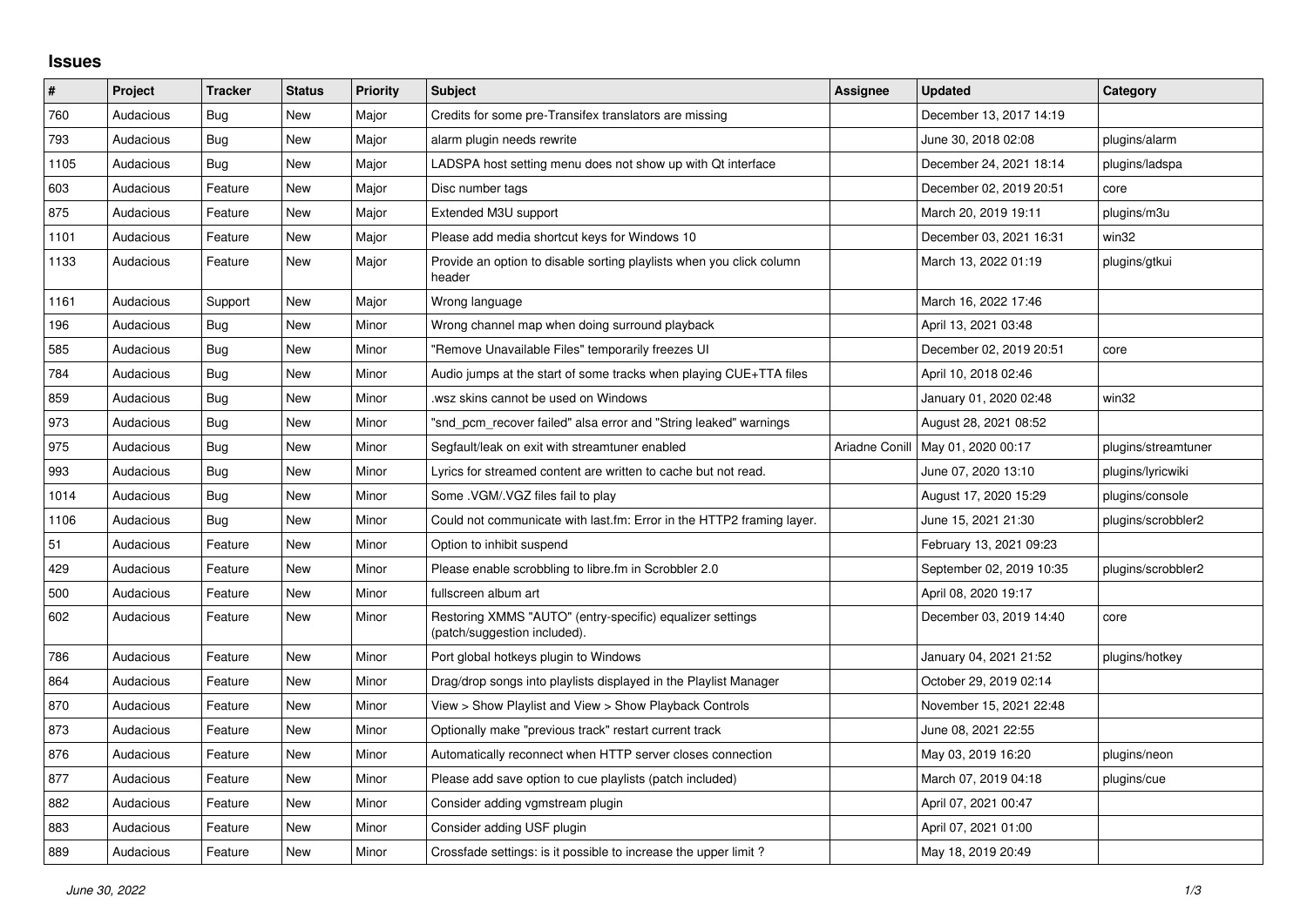# Issues

| # | Project | Tracker | Status | Priority | Subject | Assignee | Updated | Category |
|---|---|---|---|---|---|---|---|---|
| 760 | Audacious | Bug | New | Major | Credits for some pre-Transifex translators are missing | | December 13, 2017 14:19 | |
| 793 | Audacious | Bug | New | Major | alarm plugin needs rewrite | | June 30, 2018 02:08 | plugins/alarm |
| 1105 | Audacious | Bug | New | Major | LADSPA host setting menu does not show up with Qt interface | | December 24, 2021 18:14 | plugins/ladspa |
| 603 | Audacious | Feature | New | Major | Disc number tags | | December 02, 2019 20:51 | core |
| 875 | Audacious | Feature | New | Major | Extended M3U support | | March 20, 2019 19:11 | plugins/m3u |
| 1101 | Audacious | Feature | New | Major | Please add media shortcut keys for Windows 10 | | December 03, 2021 16:31 | win32 |
| 1133 | Audacious | Feature | New | Major | Provide an option to disable sorting playlists when you click column header | | March 13, 2022 01:19 | plugins/gtkui |
| 1161 | Audacious | Support | New | Major | Wrong language | | March 16, 2022 17:46 | |
| 196 | Audacious | Bug | New | Minor | Wrong channel map when doing surround playback | | April 13, 2021 03:48 | |
| 585 | Audacious | Bug | New | Minor | "Remove Unavailable Files" temporarily freezes UI | | December 02, 2019 20:51 | core |
| 784 | Audacious | Bug | New | Minor | Audio jumps at the start of some tracks when playing CUE+TTA files | | April 10, 2018 02:46 | |
| 859 | Audacious | Bug | New | Minor | .wsz skins cannot be used on Windows | | January 01, 2020 02:48 | win32 |
| 973 | Audacious | Bug | New | Minor | "snd_pcm_recover failed" alsa error and "String leaked" warnings | | August 28, 2021 08:52 | |
| 975 | Audacious | Bug | New | Minor | Segfault/leak on exit with streamtuner enabled | Ariadne Conill | May 01, 2020 00:17 | plugins/streamtuner |
| 993 | Audacious | Bug | New | Minor | Lyrics for streamed content are written to cache but not read. | | June 07, 2020 13:10 | plugins/lyricwiki |
| 1014 | Audacious | Bug | New | Minor | Some .VGM/.VGZ files fail to play | | August 17, 2020 15:29 | plugins/console |
| 1106 | Audacious | Bug | New | Minor | Could not communicate with last.fm: Error in the HTTP2 framing layer. | | June 15, 2021 21:30 | plugins/scrobbler2 |
| 51 | Audacious | Feature | New | Minor | Option to inhibit suspend | | February 13, 2021 09:23 | |
| 429 | Audacious | Feature | New | Minor | Please enable scrobbling to libre.fm in Scrobbler 2.0 | | September 02, 2019 10:35 | plugins/scrobbler2 |
| 500 | Audacious | Feature | New | Minor | fullscreen album art | | April 08, 2020 19:17 | |
| 602 | Audacious | Feature | New | Minor | Restoring XMMS "AUTO" (entry-specific) equalizer settings (patch/suggestion included). | | December 03, 2019 14:40 | core |
| 786 | Audacious | Feature | New | Minor | Port global hotkeys plugin to Windows | | January 04, 2021 21:52 | plugins/hotkey |
| 864 | Audacious | Feature | New | Minor | Drag/drop songs into playlists displayed in the Playlist Manager | | October 29, 2019 02:14 | |
| 870 | Audacious | Feature | New | Minor | View > Show Playlist and View > Show Playback Controls | | November 15, 2021 22:48 | |
| 873 | Audacious | Feature | New | Minor | Optionally make "previous track" restart current track | | June 08, 2021 22:55 | |
| 876 | Audacious | Feature | New | Minor | Automatically reconnect when HTTP server closes connection | | May 03, 2019 16:20 | plugins/neon |
| 877 | Audacious | Feature | New | Minor | Please add save option to cue playlists (patch included) | | March 07, 2019 04:18 | plugins/cue |
| 882 | Audacious | Feature | New | Minor | Consider adding vgmstream plugin | | April 07, 2021 00:47 | |
| 883 | Audacious | Feature | New | Minor | Consider adding USF plugin | | April 07, 2021 01:00 | |
| 889 | Audacious | Feature | New | Minor | Crossfade settings: is it possible to increase the upper limit ? | | May 18, 2019 20:49 | |

*June 30, 2022*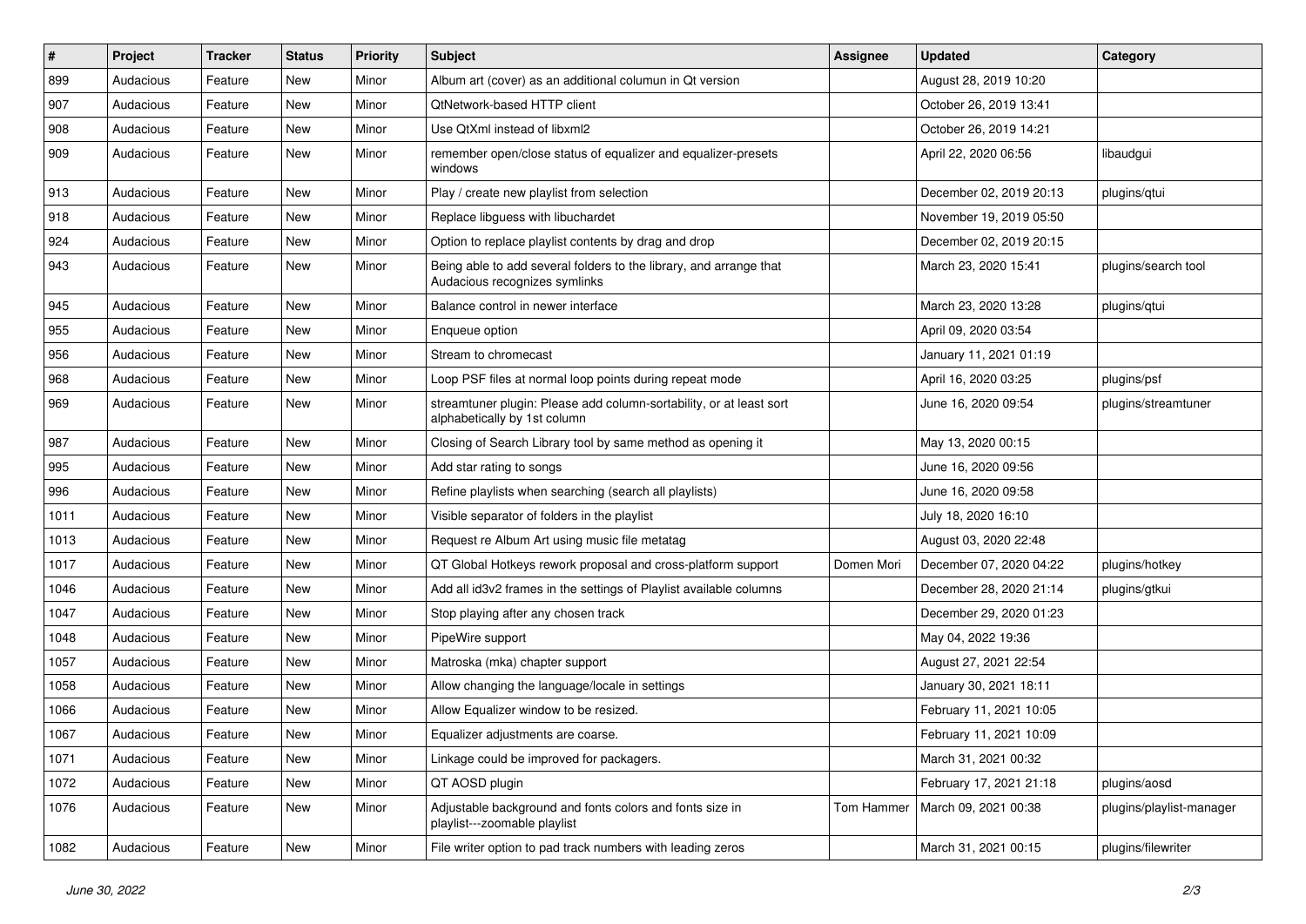| # | Project | Tracker | Status | Priority | Subject | Assignee | Updated | Category |
|---|---|---|---|---|---|---|---|---|
| 899 | Audacious | Feature | New | Minor | Album art (cover) as an additional columun in Qt version | | August 28, 2019 10:20 | |
| 907 | Audacious | Feature | New | Minor | QtNetwork-based HTTP client | | October 26, 2019 13:41 | |
| 908 | Audacious | Feature | New | Minor | Use QtXml instead of libxml2 | | October 26, 2019 14:21 | |
| 909 | Audacious | Feature | New | Minor | remember open/close status of equalizer and equalizer-presets windows | | April 22, 2020 06:56 | libaudgui |
| 913 | Audacious | Feature | New | Minor | Play / create new playlist from selection | | December 02, 2019 20:13 | plugins/qtui |
| 918 | Audacious | Feature | New | Minor | Replace libguess with libuchardet | | November 19, 2019 05:50 | |
| 924 | Audacious | Feature | New | Minor | Option to replace playlist contents by drag and drop | | December 02, 2019 20:15 | |
| 943 | Audacious | Feature | New | Minor | Being able to add several folders to the library, and arrange that Audacious recognizes symlinks | | March 23, 2020 15:41 | plugins/search tool |
| 945 | Audacious | Feature | New | Minor | Balance control in newer interface | | March 23, 2020 13:28 | plugins/qtui |
| 955 | Audacious | Feature | New | Minor | Enqueue option | | April 09, 2020 03:54 | |
| 956 | Audacious | Feature | New | Minor | Stream to chromecast | | January 11, 2021 01:19 | |
| 968 | Audacious | Feature | New | Minor | Loop PSF files at normal loop points during repeat mode | | April 16, 2020 03:25 | plugins/psf |
| 969 | Audacious | Feature | New | Minor | streamtuner plugin: Please add column-sortability, or at least sort alphabetically by 1st column | | June 16, 2020 09:54 | plugins/streamtuner |
| 987 | Audacious | Feature | New | Minor | Closing of Search Library tool by same method as opening it | | May 13, 2020 00:15 | |
| 995 | Audacious | Feature | New | Minor | Add star rating to songs | | June 16, 2020 09:56 | |
| 996 | Audacious | Feature | New | Minor | Refine playlists when searching (search all playlists) | | June 16, 2020 09:58 | |
| 1011 | Audacious | Feature | New | Minor | Visible separator of folders in the playlist | | July 18, 2020 16:10 | |
| 1013 | Audacious | Feature | New | Minor | Request re Album Art using music file metatag | | August 03, 2020 22:48 | |
| 1017 | Audacious | Feature | New | Minor | QT Global Hotkeys rework proposal and cross-platform support | Domen Mori | December 07, 2020 04:22 | plugins/hotkey |
| 1046 | Audacious | Feature | New | Minor | Add all id3v2 frames in the settings of Playlist available columns | | December 28, 2020 21:14 | plugins/gtkui |
| 1047 | Audacious | Feature | New | Minor | Stop playing after any chosen track | | December 29, 2020 01:23 | |
| 1048 | Audacious | Feature | New | Minor | PipeWire support | | May 04, 2022 19:36 | |
| 1057 | Audacious | Feature | New | Minor | Matroska (mka) chapter support | | August 27, 2021 22:54 | |
| 1058 | Audacious | Feature | New | Minor | Allow changing the language/locale in settings | | January 30, 2021 18:11 | |
| 1066 | Audacious | Feature | New | Minor | Allow Equalizer window to be resized. | | February 11, 2021 10:05 | |
| 1067 | Audacious | Feature | New | Minor | Equalizer adjustments are coarse. | | February 11, 2021 10:09 | |
| 1071 | Audacious | Feature | New | Minor | Linkage could be improved for packagers. | | March 31, 2021 00:32 | |
| 1072 | Audacious | Feature | New | Minor | QT AOSD plugin | | February 17, 2021 21:18 | plugins/aosd |
| 1076 | Audacious | Feature | New | Minor | Adjustable background and fonts colors and fonts size in playlist---zoomable playlist | Tom Hammer | March 09, 2021 00:38 | plugins/playlist-manager |
| 1082 | Audacious | Feature | New | Minor | File writer option to pad track numbers with leading zeros | | March 31, 2021 00:15 | plugins/filewriter |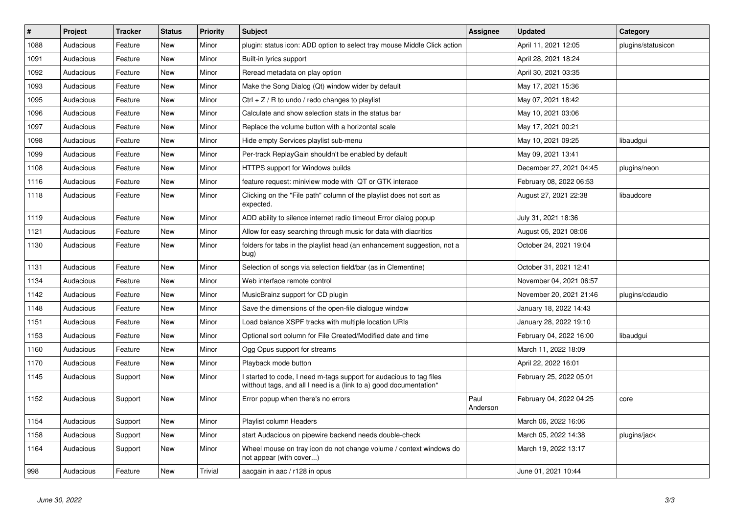| # | Project | Tracker | Status | Priority | Subject | Assignee | Updated | Category |
|---|---|---|---|---|---|---|---|---|
| 1088 | Audacious | Feature | New | Minor | plugin: status icon: ADD option to select tray mouse Middle Click action | | April 11, 2021 12:05 | plugins/statusicon |
| 1091 | Audacious | Feature | New | Minor | Built-in lyrics support | | April 28, 2021 18:24 | |
| 1092 | Audacious | Feature | New | Minor | Reread metadata on play option | | April 30, 2021 03:35 | |
| 1093 | Audacious | Feature | New | Minor | Make the Song Dialog (Qt) window wider by default | | May 17, 2021 15:36 | |
| 1095 | Audacious | Feature | New | Minor | Ctrl + Z / R to undo / redo changes to playlist | | May 07, 2021 18:42 | |
| 1096 | Audacious | Feature | New | Minor | Calculate and show selection stats in the status bar | | May 10, 2021 03:06 | |
| 1097 | Audacious | Feature | New | Minor | Replace the volume button with a horizontal scale | | May 17, 2021 00:21 | |
| 1098 | Audacious | Feature | New | Minor | Hide empty Services playlist sub-menu | | May 10, 2021 09:25 | libaudgui |
| 1099 | Audacious | Feature | New | Minor | Per-track ReplayGain shouldn't be enabled by default | | May 09, 2021 13:41 | |
| 1108 | Audacious | Feature | New | Minor | HTTPS support for Windows builds | | December 27, 2021 04:45 | plugins/neon |
| 1116 | Audacious | Feature | New | Minor | feature request: miniview mode with QT or GTK interace | | February 08, 2022 06:53 | |
| 1118 | Audacious | Feature | New | Minor | Clicking on the "File path" column of the playlist does not sort as expected. | | August 27, 2021 22:38 | libaudcore |
| 1119 | Audacious | Feature | New | Minor | ADD ability to silence internet radio timeout Error dialog popup | | July 31, 2021 18:36 | |
| 1121 | Audacious | Feature | New | Minor | Allow for easy searching through music for data with diacritics | | August 05, 2021 08:06 | |
| 1130 | Audacious | Feature | New | Minor | folders for tabs in the playlist head (an enhancement suggestion, not a bug) | | October 24, 2021 19:04 | |
| 1131 | Audacious | Feature | New | Minor | Selection of songs via selection field/bar (as in Clementine) | | October 31, 2021 12:41 | |
| 1134 | Audacious | Feature | New | Minor | Web interface remote control | | November 04, 2021 06:57 | |
| 1142 | Audacious | Feature | New | Minor | MusicBrainz support for CD plugin | | November 20, 2021 21:46 | plugins/cdaudio |
| 1148 | Audacious | Feature | New | Minor | Save the dimensions of the open-file dialogue window | | January 18, 2022 14:43 | |
| 1151 | Audacious | Feature | New | Minor | Load balance XSPF tracks with multiple location URIs | | January 28, 2022 19:10 | |
| 1153 | Audacious | Feature | New | Minor | Optional sort column for File Created/Modified date and time | | February 04, 2022 16:00 | libaudgui |
| 1160 | Audacious | Feature | New | Minor | Ogg Opus support for streams | | March 11, 2022 18:09 | |
| 1170 | Audacious | Feature | New | Minor | Playback mode button | | April 22, 2022 16:01 | |
| 1145 | Audacious | Support | New | Minor | I started to code, I need m-tags support for audacious to tag files witthout tags, and all I need is a (link to a) good documentation* | | February 25, 2022 05:01 | |
| 1152 | Audacious | Support | New | Minor | Error popup when there's no errors | Paul Anderson | February 04, 2022 04:25 | core |
| 1154 | Audacious | Support | New | Minor | Playlist column Headers | | March 06, 2022 16:06 | |
| 1158 | Audacious | Support | New | Minor | start Audacious on pipewire backend needs double-check | | March 05, 2022 14:38 | plugins/jack |
| 1164 | Audacious | Support | New | Minor | Wheel mouse on tray icon do not change volume / context windows do not appear (with cover...) | | March 19, 2022 13:17 | |
| 998 | Audacious | Feature | New | Trivial | aacgain in aac / r128 in opus | | June 01, 2021 10:44 | |

*June 30, 2022*